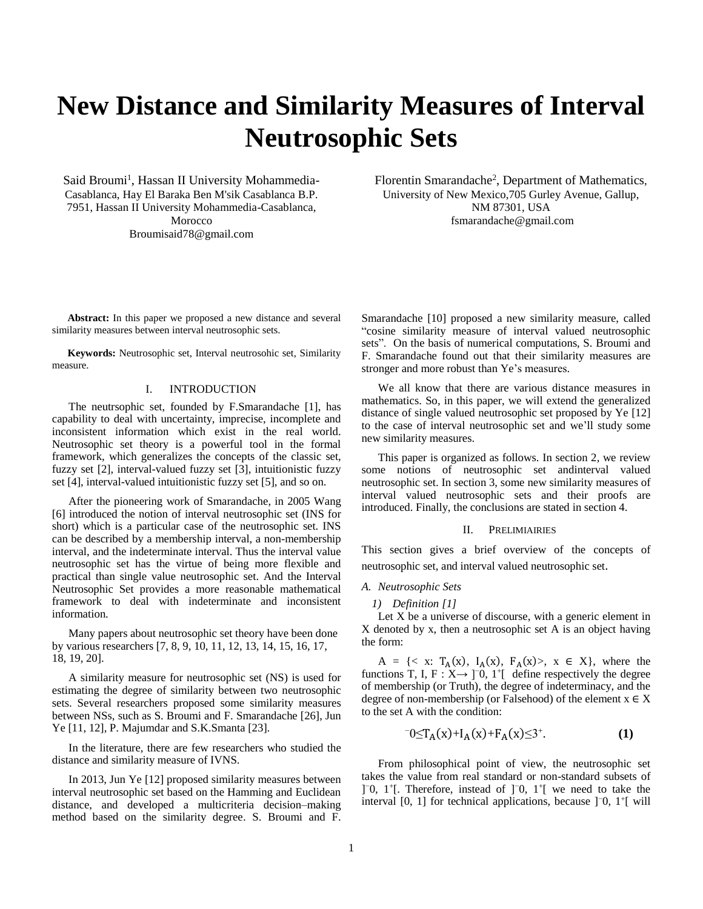# New Distance and Similarity Measures of Interval Neutrosophic Sets

Said Broumi[1], Hassan II University Mohammedia-Casablanca, Hay El Baraka Ben M'sik Casablanca B.P. 7951, Hassan II University Mohammedia-Casablanca, Morocco
Broumisaid78@gmail.com

Florentin Smarandache[2], Department of Mathematics, University of New Mexico,705 Gurley Avenue, Gallup, NM 87301, USA
fsmarandache@gmail.com

**Abstract:** In this paper we proposed a new distance and several similarity measures between interval neutrosophic sets.

**Keywords:** Neutrosophic set, Interval neutrosohic set, Similarity measure.

## I. INTRODUCTION

The neutrsophic set, founded by F.Smarandache [1], has capability to deal with uncertainty, imprecise, incomplete and inconsistent information which exist in the real world. Neutrosophic set theory is a powerful tool in the formal framework, which generalizes the concepts of the classic set, fuzzy set [2], interval-valued fuzzy set [3], intuitionistic fuzzy set [4], interval-valued intuitionistic fuzzy set [5], and so on.

After the pioneering work of Smarandache, in 2005 Wang [6] introduced the notion of interval neutrosophic set (INS for short) which is a particular case of the neutrosophic set. INS can be described by a membership interval, a non-membership interval, and the indeterminate interval. Thus the interval value neutrosophic set has the virtue of being more flexible and practical than single value neutrosophic set. And the Interval Neutrosophic Set provides a more reasonable mathematical framework to deal with indeterminate and inconsistent information.

Many papers about neutrosophic set theory have been done by various researchers [7, 8, 9, 10, 11, 12, 13, 14, 15, 16, 17, 18, 19, 20].

A similarity measure for neutrosophic set (NS) is used for estimating the degree of similarity between two neutrosophic sets. Several researchers proposed some similarity measures between NSs, such as S. Broumi and F. Smarandache [26], Jun Ye [11, 12], P. Majumdar and S.K.Smanta [23].

In the literature, there are few researchers who studied the distance and similarity measure of IVNS.

In 2013, Jun Ye [12] proposed similarity measures between interval neutrosophic set based on the Hamming and Euclidean distance, and developed a multicriteria decision–making method based on the similarity degree. S. Broumi and F. Smarandache [10] proposed a new similarity measure, called "cosine similarity measure of interval valued neutrosophic sets". On the basis of numerical computations, S. Broumi and F. Smarandache found out that their similarity measures are stronger and more robust than Ye's measures.

We all know that there are various distance measures in mathematics. So, in this paper, we will extend the generalized distance of single valued neutrosophic set proposed by Ye [12] to the case of interval neutrosophic set and we'll study some new similarity measures.

This paper is organized as follows. In section 2, we review some notions of neutrosophic set andinterval valued neutrosophic set. In section 3, some new similarity measures of interval valued neutrosophic sets and their proofs are introduced. Finally, the conclusions are stated in section 4.

## II. PRELIMIAIRIES

This section gives a brief overview of the concepts of neutrosophic set, and interval valued neutrosophic set.

### A. Neutrosophic Sets

#### 1) Definition [1]

Let X be a universe of discourse, with a generic element in X denoted by x, then a neutrosophic set A is an object having the form:

$A = \{< x: T_A(x), I_A(x), F_A(x)>, x \in X\}$, where the functions T, I, F : X→ $]^-0, 1^+[$ define respectively the degree of membership (or Truth), the degree of indeterminacy, and the degree of non-membership (or Falsehood) of the element x ∈ X to the set A with the condition:

$$^-0 \leq T_A(x)+I_A(x)+F_A(x) \leq 3^+. \quad \textbf{(1)}$$

From philosophical point of view, the neutrosophic set takes the value from real standard or non-standard subsets of $]^-0, 1^+[$. Therefore, instead of $]^-0, 1^+[$ we need to take the interval [0, 1] for technical applications, because $]^-0, 1^+[$ will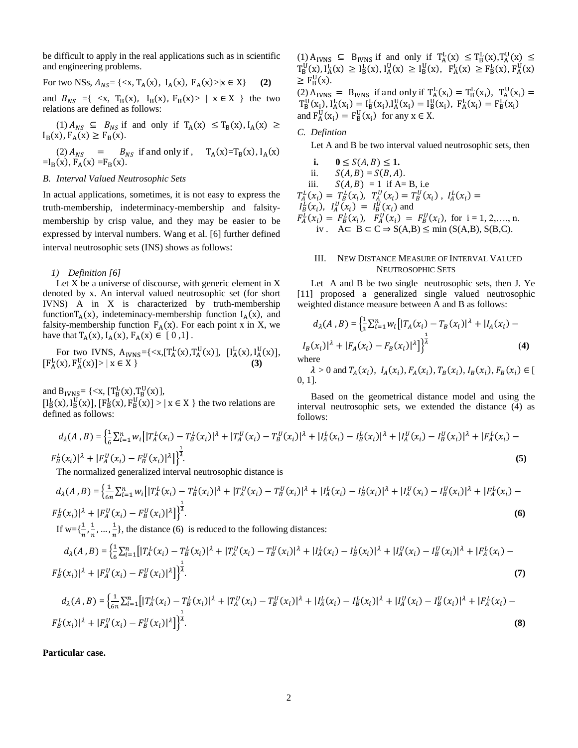be difficult to apply in the real applications such as in scientific and engineering problems.

For two NSs, $A_{NS}$= {<x, $T_A(x)$, $I_A(x)$, $F_A(x)$>|x ∈ X} **(2)**

and $B_{NS}$ ={ <x, $T_B(x)$, $I_B(x)$, $F_B(x)$> | x ∈ X } the two relations are defined as follows:

(1) $A_{NS} \subseteq B_{NS}$ if and only if $T_A(x) \le T_B(x), I_A(x) \ge I_B(x), F_A(x) \ge F_B(x)$.

(2) $A_{NS} = B_{NS}$ if and only if , $T_A(x)$=$T_B(x)$, $I_A(x)$ =$I_B(x)$, $F_A(x)$ =$F_B(x)$.

### B. Interval Valued Neutrosophic Sets

In actual applications, sometimes, it is not easy to express the truth-membership, indeterminacy-membership and falsity-membership by crisp value, and they may be easier to be expressed by interval numbers. Wang et al. [6] further defined interval neutrosophic sets (INS) shows as follows:

#### 1) Definition [6]

Let X be a universe of discourse, with generic element in X denoted by x. An interval valued neutrosophic set (for short IVNS) A in X is characterized by truth-membership function$T_A(x)$, indeteminacy-membership function $I_A(x)$, and falsity-membership function $F_A(x)$. For each point x in X, we have that $T_A(x), I_A(x), F_A(x) \in [0,1]$.

For two IVNS, $A_{IVNS}$={<x,$[T_A^L(x), T_A^U(x)]$, $[I_A^L(x), I_A^U(x)]$, $[F_A^L(x), F_A^U(x)]$> | x ∈ X } **(3)**

and $B_{IVNS}$= {<x, $[T_B^L(x), T_B^U(x)]$, $[I_B^L(x), I_B^U(x)]$, $[F_B^L(x), F_B^U(x)]$ > | x ∈ X } the two relations are defined as follows:

(1) $A_{IVNS} \subseteq B_{IVNS}$ if and only if $T_A^L(x) \le T_B^L(x), T_A^U(x) \le T_B^U(x), I_A^L(x) \ge I_B^L(x), I_A^U(x) \ge I_B^U(x), F_A^L(x) \ge F_B^L(x), F_A^U(x) \ge F_B^U(x)$.

(2) $A_{IVNS} = B_{IVNS}$ if and only if $T_A^L(x_i) = T_B^L(x_i)$, $T_A^U(x_i) = T_B^U(x_i), I_A^L(x_i) = I_B^L(x_i), I_A^U(x_i) = I_B^U(x_i), F_A^L(x_i) = F_B^L(x_i)$ and $F_A^U(x_i) = F_B^U(x_i)$ for any x ∈ X.

### C. Defintion

Let A and B be two interval valued neutrosophic sets, then

i. $\mathbf{0 \le S(A,B) \le 1.}$

ii. $S(A,B) = S(B,A)$.

iii. $S(A,B) = 1$ if A= B, i.e $T_A^L(x_i) = T_B^L(x_i)$, $T_A^U(x_i) = T_B^U(x_i)$, $I_A^L(x_i) = I_B^L(x_i)$, $I_A^U(x_i) = I_B^U(x_i)$ and $F_A^L(x_i) = F_B^L(x_i)$, $F_A^U(x_i) = F_B^U(x_i)$, for i = 1, 2,…., n.

iv . A⊂ B ⊂ C ⇒ S(A,B) ≤ min (S(A,B), S(B,C).

## III. New Distance Measure of Interval Valued Neutrosophic Sets

Let A and B be two single neutrosophic sets, then J. Ye [11] proposed a generalized single valued neutrosophic weighted distance measure between A and B as follows:

$$d_\lambda(A,B) = \left\{\frac{1}{3}\sum_{i=1}^{n} w_i\left[|T_A(x_i) - T_B(x_i)|^\lambda + |I_A(x_i) - I_B(x_i)|^\lambda + |F_A(x_i) - F_B(x_i)|^\lambda\right]\right\}^{\frac{1}{\lambda}} \quad (4)$$

where

$\lambda > 0$ and $T_A(x_i), I_A(x_i), F_A(x_i), T_B(x_i), I_B(x_i), F_B(x_i) \in [0, 1]$.

Based on the geometrical distance model and using the interval neutrosophic sets, we extended the distance (4) as follows:

$$d_\lambda(A,B) = \left\{\frac{1}{6}\sum_{i=1}^{n} w_i\left[|T_A^L(x_i) - T_B^L(x_i)|^\lambda + |T_A^U(x_i) - T_B^U(x_i)|^\lambda + |I_A^L(x_i) - I_B^L(x_i)|^\lambda + |I_A^U(x_i) - I_B^U(x_i)|^\lambda + |F_A^L(x_i) - F_B^L(x_i)|^\lambda + |F_A^U(x_i) - F_B^U(x_i)|^\lambda\right]\right\}^{\frac{1}{\lambda}}. \quad (5)$$

The normalized generalized interval neutrosophic distance is

$$d_\lambda(A,B) = \left\{\frac{1}{6n}\sum_{i=1}^{n} w_i\left[|T_A^L(x_i) - T_B^L(x_i)|^\lambda + |T_A^U(x_i) - T_B^U(x_i)|^\lambda + |I_A^L(x_i) - I_B^L(x_i)|^\lambda + |I_A^U(x_i) - I_B^U(x_i)|^\lambda + |F_A^L(x_i) - F_B^L(x_i)|^\lambda + |F_A^U(x_i) - F_B^U(x_i)|^\lambda\right]\right\}^{\frac{1}{\lambda}}. \quad (6)$$

If w=$\{\frac{1}{n}, \frac{1}{n}, \dots, \frac{1}{n}\}$, the distance (6) is reduced to the following distances:

$$d_\lambda(A,B) = \left\{\frac{1}{6}\sum_{i=1}^{n}\left[|T_A^L(x_i) - T_B^L(x_i)|^\lambda + |T_A^U(x_i) - T_B^U(x_i)|^\lambda + |I_A^L(x_i) - I_B^L(x_i)|^\lambda + |I_A^U(x_i) - I_B^U(x_i)|^\lambda + |F_A^L(x_i) - F_B^L(x_i)|^\lambda + |F_A^U(x_i) - F_B^U(x_i)|^\lambda\right]\right\}^{\frac{1}{\lambda}}. \quad (7)$$

$$d_\lambda(A,B) = \left\{\frac{1}{6n}\sum_{i=1}^{n}\left[|T_A^L(x_i) - T_B^L(x_i)|^\lambda + |T_A^U(x_i) - T_B^U(x_i)|^\lambda + |I_A^L(x_i) - I_B^L(x_i)|^\lambda + |I_A^U(x_i) - I_B^U(x_i)|^\lambda + |F_A^L(x_i) - F_B^L(x_i)|^\lambda + |F_A^U(x_i) - F_B^U(x_i)|^\lambda\right]\right\}^{\frac{1}{\lambda}}. \quad (8)$$

**Particular case.**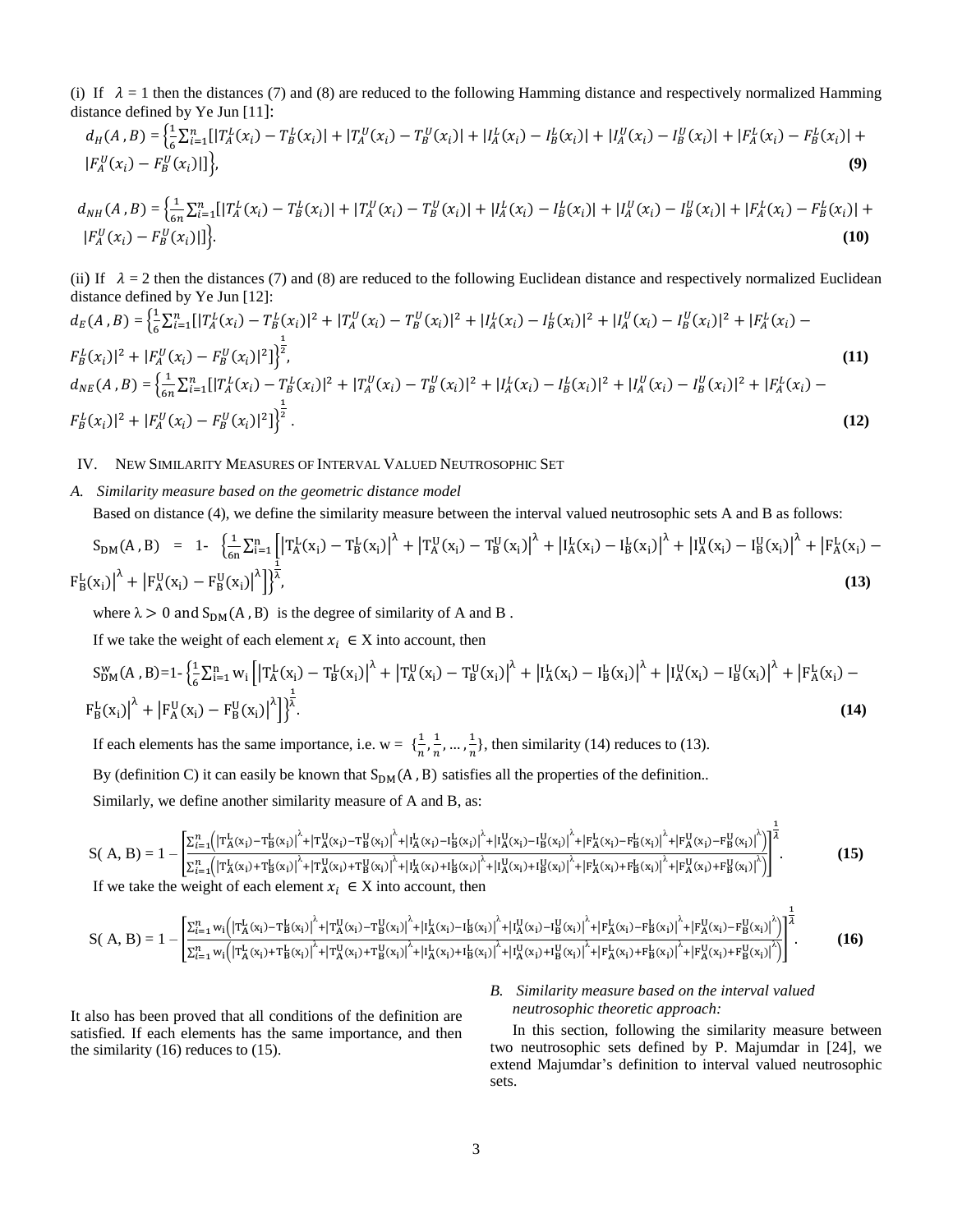(i) If $\lambda = 1$ then the distances (7) and (8) are reduced to the following Hamming distance and respectively normalized Hamming distance defined by Ye Jun [11]:

$$d_H(A, B) = \left\{\frac{1}{6}\sum_{i=1}^{n}[|T_A^L(x_i) - T_B^L(x_i)| + |T_A^U(x_i) - T_B^U(x_i)| + |I_A^L(x_i) - I_B^L(x_i)| + |I_A^U(x_i) - I_B^U(x_i)| + |F_A^L(x_i) - F_B^L(x_i)| + |F_A^U(x_i) - F_B^U(x_i)|]\right\}, \tag{9}$$

$$d_{NH}(A, B) = \left\{\frac{1}{6n}\sum_{i=1}^{n}[|T_A^L(x_i) - T_B^L(x_i)| + |T_A^U(x_i) - T_B^U(x_i)| + |I_A^L(x_i) - I_B^L(x_i)| + |I_A^U(x_i) - I_B^U(x_i)| + |F_A^L(x_i) - F_B^L(x_i)| + |F_A^U(x_i) - F_B^U(x_i)|]\right\}. \tag{10}$$

(ii) If $\lambda = 2$ then the distances (7) and (8) are reduced to the following Euclidean distance and respectively normalized Euclidean distance defined by Ye Jun [12]:

$$d_E(A, B) = \left\{\frac{1}{6}\sum_{i=1}^{n}[|T_A^L(x_i) - T_B^L(x_i)|^2 + |T_A^U(x_i) - T_B^U(x_i)|^2 + |I_A^L(x_i) - I_B^L(x_i)|^2 + |I_A^U(x_i) - I_B^U(x_i)|^2 + |F_A^L(x_i) - F_B^L(x_i)|^2 + |F_A^U(x_i) - F_B^U(x_i)|^2]\right\}^{\frac{1}{2}}, \tag{11}$$

$$d_{NE}(A, B) = \left\{\frac{1}{6n}\sum_{i=1}^{n}[|T_A^L(x_i) - T_B^L(x_i)|^2 + |T_A^U(x_i) - T_B^U(x_i)|^2 + |I_A^L(x_i) - I_B^L(x_i)|^2 + |I_A^U(x_i) - I_B^U(x_i)|^2 + |F_A^L(x_i) - F_B^L(x_i)|^2 + |F_A^U(x_i) - F_B^U(x_i)|^2]\right\}^{\frac{1}{2}}. \tag{12}$$

## IV. New Similarity Measures of Interval Valued Neutrosophic Set

### *A. Similarity measure based on the geometric distance model*

Based on distance (4), we define the similarity measure between the interval valued neutrosophic sets A and B as follows:

$$S_{DM}(A, B) = 1 - \left\{\frac{1}{6n}\sum_{i=1}^{n}\left[\left|T_A^L(x_i) - T_B^L(x_i)\right|^\lambda + \left|T_A^U(x_i) - T_B^U(x_i)\right|^\lambda + \left|I_A^L(x_i) - I_B^L(x_i)\right|^\lambda + \left|I_A^U(x_i) - I_B^U(x_i)\right|^\lambda + \left|F_A^L(x_i) - F_B^L(x_i)\right|^\lambda + \left|F_A^U(x_i) - F_B^U(x_i)\right|^\lambda\right]\right\}^{\frac{1}{\lambda}}, \tag{13}$$

where $\lambda > 0$ and $S_{DM}(A, B)$ is the degree of similarity of A and B.

If we take the weight of each element $x_i \in X$ into account, then

$$S_{DM}^w(A, B) = 1 - \left\{\frac{1}{6}\sum_{i=1}^{n} w_i\left[\left|T_A^L(x_i) - T_B^L(x_i)\right|^\lambda + \left|T_A^U(x_i) - T_B^U(x_i)\right|^\lambda + \left|I_A^L(x_i) - I_B^L(x_i)\right|^\lambda + \left|I_A^U(x_i) - I_B^U(x_i)\right|^\lambda + \left|F_A^L(x_i) - F_B^L(x_i)\right|^\lambda + \left|F_A^U(x_i) - F_B^U(x_i)\right|^\lambda\right]\right\}^{\frac{1}{\lambda}}. \tag{14}$$

If each elements has the same importance, i.e. $w = \{\frac{1}{n}, \frac{1}{n}, \ldots, \frac{1}{n}\}$, then similarity (14) reduces to (13).

By (definition C) it can easily be known that $S_{DM}(A, B)$ satisfies all the properties of the definition..

Similarly, we define another similarity measure of A and B, as:

$$S(A, B) = 1 - \left[\frac{\sum_{i=1}^{n}\left(\left|T_A^L(x_i) - T_B^L(x_i)\right|^\lambda + \left|T_A^U(x_i) - T_B^U(x_i)\right|^\lambda + \left|I_A^L(x_i) - I_B^L(x_i)\right|^\lambda + \left|I_A^U(x_i) - I_B^U(x_i)\right|^\lambda + \left|F_A^L(x_i) - F_B^L(x_i)\right|^\lambda + \left|F_A^U(x_i) - F_B^U(x_i)\right|^\lambda\right)}{\sum_{i=1}^{n}\left(\left|T_A^L(x_i) + T_B^L(x_i)\right|^\lambda + \left|T_A^U(x_i) + T_B^U(x_i)\right|^\lambda + \left|I_A^L(x_i) + I_B^L(x_i)\right|^\lambda + \left|I_A^U(x_i) + I_B^U(x_i)\right|^\lambda + \left|F_A^L(x_i) + F_B^L(x_i)\right|^\lambda + \left|F_A^U(x_i) + F_B^U(x_i)\right|^\lambda\right)}\right]^{\frac{1}{\lambda}}. \tag{15}$$

If we take the weight of each element $x_i \in X$ into account, then

$$S(A, B) = 1 - \left[\frac{\sum_{i=1}^{n} w_i\left(\left|T_A^L(x_i) - T_B^L(x_i)\right|^\lambda + \left|T_A^U(x_i) - T_B^U(x_i)\right|^\lambda + \left|I_A^L(x_i) - I_B^L(x_i)\right|^\lambda + \left|I_A^U(x_i) - I_B^U(x_i)\right|^\lambda + \left|F_A^L(x_i) - F_B^L(x_i)\right|^\lambda + \left|F_A^U(x_i) - F_B^U(x_i)\right|^\lambda\right)}{\sum_{i=1}^{n} w_i\left(\left|T_A^L(x_i) + T_B^L(x_i)\right|^\lambda + \left|T_A^U(x_i) + T_B^U(x_i)\right|^\lambda + \left|I_A^L(x_i) + I_B^L(x_i)\right|^\lambda + \left|I_A^U(x_i) + I_B^U(x_i)\right|^\lambda + \left|F_A^L(x_i) + F_B^L(x_i)\right|^\lambda + \left|F_A^U(x_i) + F_B^U(x_i)\right|^\lambda\right)}\right]^{\frac{1}{\lambda}}. \tag{16}$$

It also has been proved that all conditions of the definition are satisfied. If each elements has the same importance, and then the similarity (16) reduces to (15).

### *B. Similarity measure based on the interval valued neutrosophic theoretic approach:*

In this section, following the similarity measure between two neutrosophic sets defined by P. Majumdar in [24], we extend Majumdar's definition to interval valued neutrosophic sets.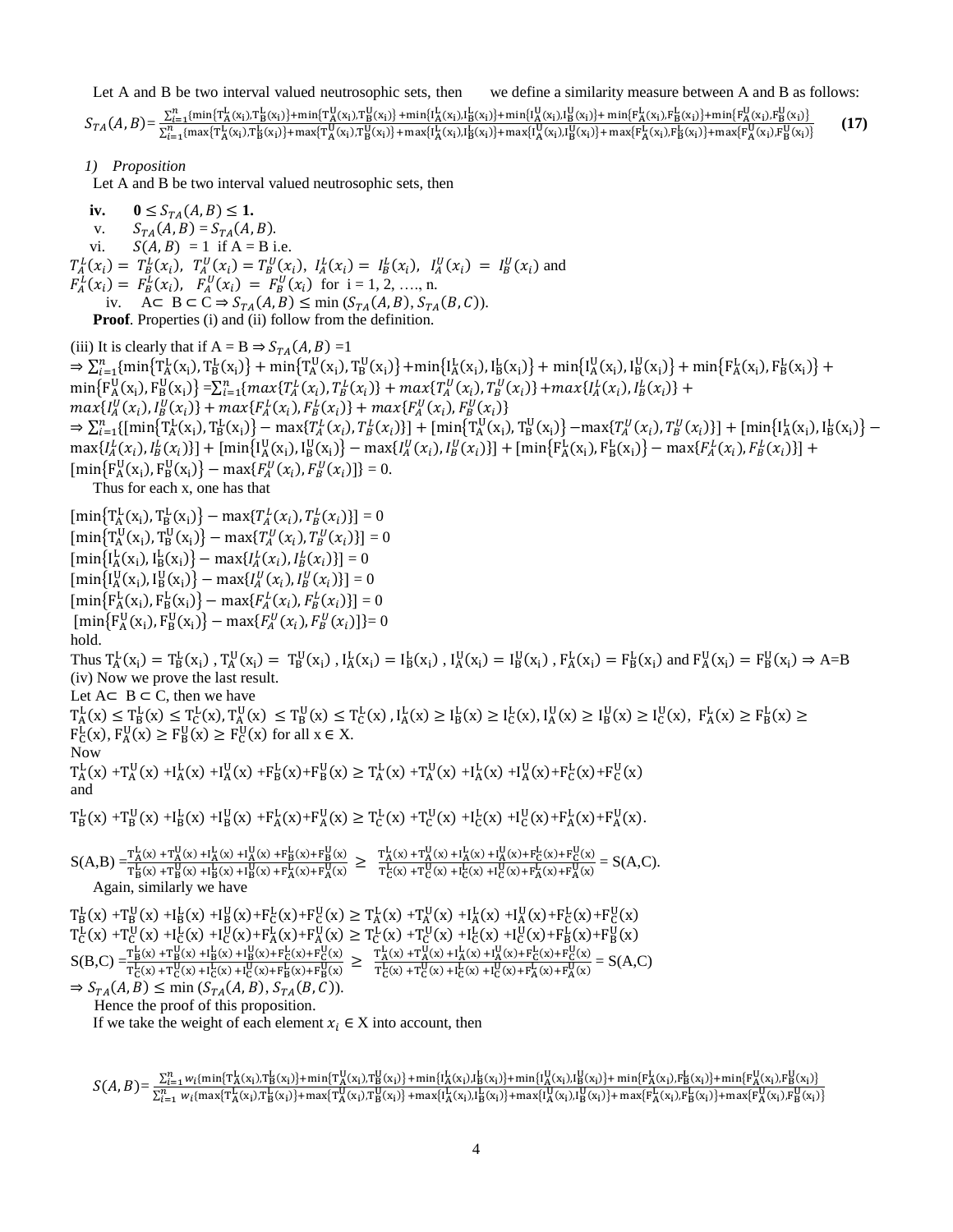Let A and B be two interval valued neutrosophic sets, then we define a similarity measure between A and B as follows:

$$S_{TA}(A,B)=\frac{\sum_{i=1}^{n}\{\min\{T_A^L(x_i),T_B^L(x_i)\}+\min\{T_A^U(x_i),T_B^U(x_i)\}+\min\{I_A^L(x_i),I_B^L(x_i)\}+\min\{I_A^U(x_i),I_B^U(x_i)\}+\min\{F_A^L(x_i),F_B^L(x_i)\}+\min\{F_A^U(x_i),F_B^U(x_i)\}}{\sum_{i=1}^{n}\{\max\{T_A^L(x_i),T_B^L(x_i)\}+\max\{T_A^U(x_i),T_B^U(x_i)\}+\max\{I_A^L(x_i),I_B^L(x_i)\}+\max\{I_A^U(x_i),I_B^U(x_i)\}+\max\{F_A^L(x_i),F_B^L(x_i)\}+\max\{F_A^U(x_i),F_B^U(x_i)\}} \quad \textbf{(17)}$$

*1) Proposition*

Let A and B be two interval valued neutrosophic sets, then

**iv.** $\mathbf{0 \le S_{TA}(A,B) \le 1.}$

v. $S_{TA}(A,B) = S_{TA}(A,B).$

vi. $S(A,B) = 1$ if $A = B$ i.e.

$T_A^L(x_i) = T_B^L(x_i)$, $T_A^U(x_i) = T_B^U(x_i)$, $I_A^L(x_i) = I_B^L(x_i)$, $I_A^U(x_i) = I_B^U(x_i)$ and $F_A^L(x_i) = F_B^L(x_i)$, $F_A^U(x_i) = F_B^U(x_i)$ for i = 1, 2, …., n.

iv. $A \subset B \subset C \Rightarrow S_{TA}(A,B) \le \min(S_{TA}(A,B), S_{TA}(B,C))$.

**Proof**. Properties (i) and (ii) follow from the definition.

(iii) It is clearly that if $A = B \Rightarrow S_{TA}(A,B) = 1$

$\Rightarrow \sum_{i=1}^{n}\{\min\{T_A^L(x_i),T_B^L(x_i)\}+\min\{T_A^U(x_i),T_B^U(x_i)\}+\min\{I_A^L(x_i),I_B^L(x_i)\}+\min\{I_A^U(x_i),I_B^U(x_i)\}+\min\{F_A^L(x_i),F_B^L(x_i)\}+\min\{F_A^U(x_i),F_B^U(x_i)\} = \sum_{i=1}^{n}\{\max\{T_A^L(x_i),T_B^L(x_i)\}+\max\{T_A^U(x_i),T_B^U(x_i)\}+\max\{I_A^L(x_i),I_B^L(x_i)\}+\max\{I_A^U(x_i),I_B^U(x_i)\}+\max\{F_A^L(x_i),F_B^L(x_i)\}+\max\{F_A^U(x_i),F_B^U(x_i)\}$

$\Rightarrow \sum_{i=1}^{n}\{[\min\{T_A^L(x_i),T_B^L(x_i)\}-\max\{T_A^L(x_i),T_B^L(x_i)\}]+[\min\{T_A^U(x_i),T_B^U(x_i)\}-\max\{T_A^U(x_i),T_B^U(x_i)\}]+[\min\{I_A^L(x_i),I_B^L(x_i)\}-\max\{I_A^L(x_i),I_B^L(x_i)\}]+[\min\{I_A^U(x_i),I_B^U(x_i)\}-\max\{I_A^U(x_i),I_B^U(x_i)\}]+[\min\{F_A^L(x_i),F_B^L(x_i)\}-\max\{F_A^L(x_i),F_B^L(x_i)\}]+[\min\{F_A^U(x_i),F_B^U(x_i)\}-\max\{F_A^U(x_i),F_B^U(x_i)\}]\} = 0.$

Thus for each x, one has that

$[\min\{T_A^L(x_i),T_B^L(x_i)\}-\max\{T_A^L(x_i),T_B^L(x_i)\}] = 0$
$[\min\{T_A^U(x_i),T_B^U(x_i)\}-\max\{T_A^U(x_i),T_B^U(x_i)\}] = 0$
$[\min\{I_A^L(x_i),I_B^L(x_i)\}-\max\{I_A^L(x_i),I_B^L(x_i)\}] = 0$
$[\min\{I_A^U(x_i),I_B^U(x_i)\}-\max\{I_A^U(x_i),I_B^U(x_i)\}] = 0$
$[\min\{F_A^L(x_i),F_B^L(x_i)\}-\max\{F_A^L(x_i),F_B^L(x_i)\}] = 0$
$[\min\{F_A^U(x_i),F_B^U(x_i)\}-\max\{F_A^U(x_i),F_B^U(x_i)\}] = 0$

hold.

Thus $T_A^L(x_i) = T_B^L(x_i)$, $T_A^U(x_i) = T_B^U(x_i)$, $I_A^L(x_i) = I_B^L(x_i)$, $I_A^U(x_i) = I_B^U(x_i)$, $F_A^L(x_i) = F_B^L(x_i)$ and $F_A^U(x_i) = F_B^U(x_i) \Rightarrow A=B$

(iv) Now we prove the last result.

Let $A \subset B \subset C$, then we have

$T_A^L(x) \le T_B^L(x) \le T_C^L(x)$, $T_A^U(x) \le T_B^U(x) \le T_C^U(x)$, $I_A^L(x) \ge I_B^L(x) \ge I_C^L(x)$, $I_A^U(x) \ge I_B^U(x) \ge I_C^U(x)$, $F_A^L(x) \ge F_B^L(x) \ge F_C^L(x)$, $F_A^U(x) \ge F_B^U(x) \ge F_C^U(x)$ for all $x \in X$.

Now

$T_A^L(x) + T_A^U(x) + I_A^L(x) + I_A^U(x) + F_B^L(x) + F_B^U(x) \ge T_A^L(x) + T_A^U(x) + I_A^L(x) + I_A^U(x) + F_C^L(x) + F_C^U(x)$

and

$T_B^L(x) + T_B^U(x) + I_B^L(x) + I_B^U(x) + F_A^L(x) + F_A^U(x) \ge T_C^L(x) + T_C^U(x) + I_C^L(x) + I_C^U(x) + F_A^L(x) + F_A^U(x).$

$$S(A,B) = \frac{T_A^L(x) + T_A^U(x) + I_A^L(x) + I_A^U(x) + F_B^L(x) + F_B^U(x)}{T_B^L(x) + T_B^U(x) + I_B^L(x) + I_B^U(x) + F_A^L(x) + F_A^U(x)} \ge \frac{T_A^L(x) + T_A^U(x) + I_A^L(x) + I_A^U(x) + F_C^L(x) + F_C^U(x)}{T_C^L(x) + T_C^U(x) + I_C^L(x) + I_C^U(x) + F_A^L(x) + F_A^U(x)} = S(A,C).$$

Again, similarly we have

$T_B^L(x) + T_B^U(x) + I_B^L(x) + I_B^U(x) + F_C^L(x) + F_C^U(x) \ge T_A^L(x) + T_A^U(x) + I_A^L(x) + I_A^U(x) + F_C^L(x) + F_C^U(x)$

$T_C^L(x) + T_C^U(x) + I_C^L(x) + I_C^U(x) + F_A^L(x) + F_A^U(x) \ge T_C^L(x) + T_C^U(x) + I_C^L(x) + I_C^U(x) + F_B^L(x) + F_B^U(x)$

$$S(B,C) = \frac{T_B^L(x) + T_B^U(x) + I_B^L(x) + I_B^U(x) + F_C^L(x) + F_C^U(x)}{T_C^L(x) + T_C^U(x) + I_C^L(x) + I_C^U(x) + F_B^L(x) + F_B^U(x)} \ge \frac{T_A^L(x) + T_A^U(x) + I_A^L(x) + I_A^U(x) + F_C^L(x) + F_C^U(x)}{T_C^L(x) + T_C^U(x) + I_C^L(x) + I_C^U(x) + F_A^L(x) + F_A^U(x)} = S(A,C)$$

$\Rightarrow S_{TA}(A,B) \le \min(S_{TA}(A,B), S_{TA}(B,C)).$

Hence the proof of this proposition.

If we take the weight of each element $x_i \in X$ into account, then

$$S(A,B)=\frac{\sum_{i=1}^{n}w_i\{\min\{T_A^L(x_i),T_B^L(x_i)\}+\min\{T_A^U(x_i),T_B^U(x_i)\}+\min\{I_A^L(x_i),I_B^L(x_i)\}+\min\{I_A^U(x_i),I_B^U(x_i)\}+\min\{F_A^L(x_i),F_B^L(x_i)\}+\min\{F_A^U(x_i),F_B^U(x_i)\}}{\sum_{i=1}^{n}w_i\{\max\{T_A^L(x_i),T_B^L(x_i)\}+\max\{T_A^U(x_i),T_B^U(x_i)\}+\max\{I_A^L(x_i),I_B^L(x_i)\}+\max\{I_A^U(x_i),I_B^U(x_i)\}+\max\{F_A^L(x_i),F_B^L(x_i)\}+\max\{F_A^U(x_i),F_B^U(x_i)\}}$$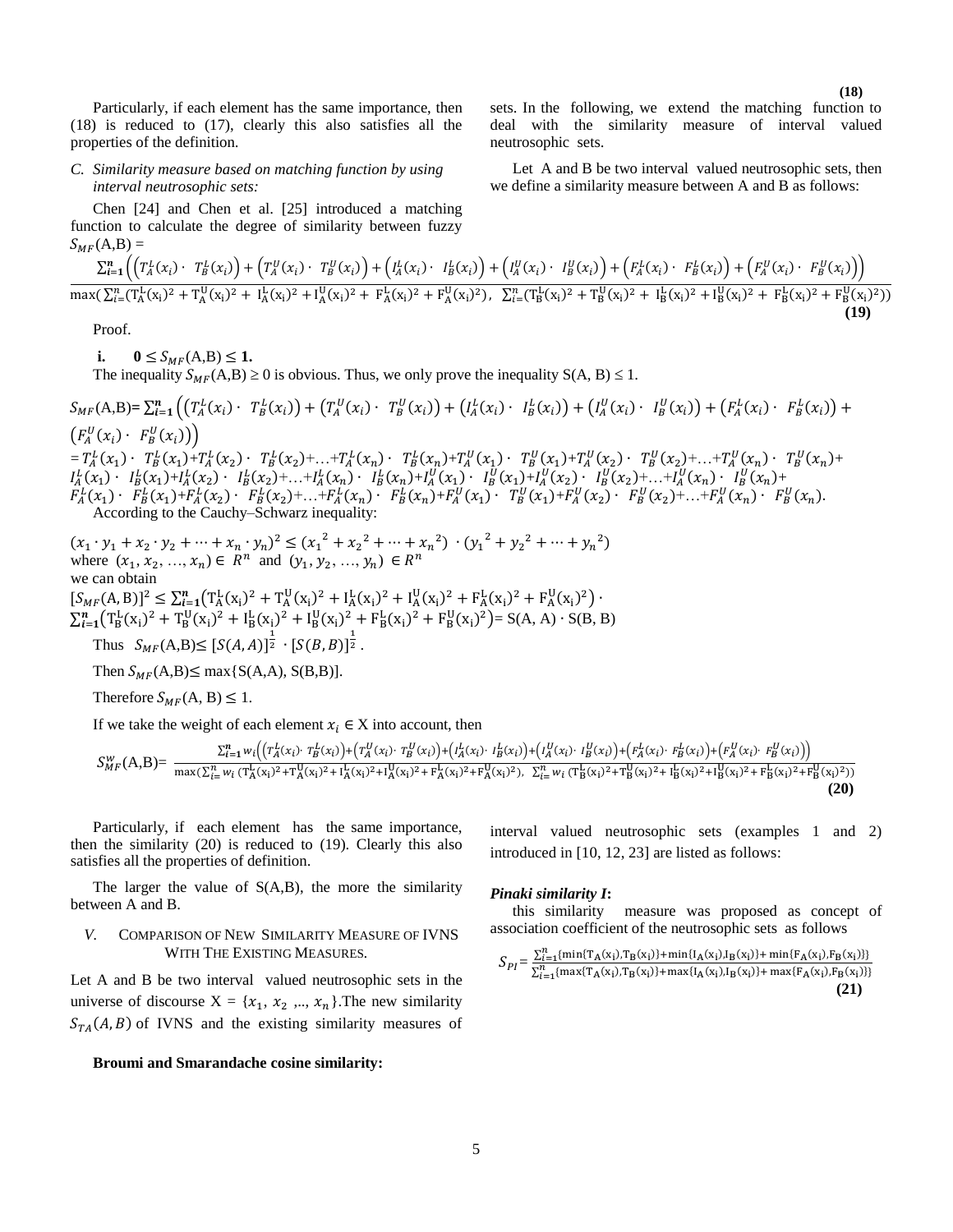**(18)**

Particularly, if each element has the same importance, then (18) is reduced to (17), clearly this also satisfies all the properties of the definition.

*C. Similarity measure based on matching function by using interval neutrosophic sets:*

Chen [24] and Chen et al. [25] introduced a matching function to calculate the degree of similarity between fuzzy sets. In the following, we extend the matching function to deal with the similarity measure of interval valued neutrosophic sets.

Let A and B be two interval valued neutrosophic sets, then we define a similarity measure between A and B as follows:

$$S_{MF}(A,B) = \frac{\sum_{i=1}^{n}\left(\left(T_A^L(x_i)\cdot T_B^L(x_i)\right)+\left(T_A^U(x_i)\cdot T_B^U(x_i)\right)+\left(I_A^L(x_i)\cdot I_B^L(x_i)\right)+\left(I_A^U(x_i)\cdot I_B^U(x_i)\right)+\left(F_A^L(x_i)\cdot F_B^L(x_i)\right)+\left(F_A^U(x_i)\cdot F_B^U(x_i)\right)\right)}{\max\left(\sum_{i=}^{n}(T_A^L(x_i)^2+T_A^U(x_i)^2+I_A^L(x_i)^2+I_A^U(x_i)^2+F_A^L(x_i)^2+F_A^U(x_i)^2),\ \sum_{i=}^{n}(T_B^L(x_i)^2+T_B^U(x_i)^2+I_B^L(x_i)^2+I_B^U(x_i)^2+F_B^L(x_i)^2+F_B^U(x_i)^2)\right)} \quad \textbf{(19)}$$

Proof.

**i.** $\mathbf{0 \le S_{MF}(A,B) \le 1}$.

The inequality $S_{MF}(A,B) \ge 0$ is obvious. Thus, we only prove the inequality S(A, B) ≤ 1.

$$S_{MF}(A,B)=\sum_{i=1}^{n}\left(\left(T_A^L(x_i)\cdot T_B^L(x_i)\right)+\left(T_A^U(x_i)\cdot T_B^U(x_i)\right)+\left(I_A^L(x_i)\cdot I_B^L(x_i)\right)+\left(I_A^U(x_i)\cdot I_B^U(x_i)\right)+\left(F_A^L(x_i)\cdot F_B^L(x_i)\right)+\left(F_A^U(x_i)\cdot F_B^U(x_i)\right)\right)$$

$$= T_A^L(x_1)\cdot T_B^L(x_1)+T_A^L(x_2)\cdot T_B^L(x_2)+\ldots+T_A^L(x_n)\cdot T_B^L(x_n)+T_A^U(x_1)\cdot T_B^U(x_1)+T_A^U(x_2)\cdot T_B^U(x_2)+\ldots+T_A^U(x_n)\cdot T_B^U(x_n)+$$
$$I_A^L(x_1)\cdot I_B^L(x_1)+I_A^L(x_2)\cdot I_B^L(x_2)+\ldots+I_A^L(x_n)\cdot I_B^L(x_n)+I_A^U(x_1)\cdot I_B^U(x_1)+I_A^U(x_2)\cdot I_B^U(x_2)+\ldots+I_A^U(x_n)\cdot I_B^U(x_n)+$$
$$F_A^L(x_1)\cdot F_B^L(x_1)+F_A^L(x_2)\cdot F_B^L(x_2)+\ldots+F_A^L(x_n)\cdot F_B^L(x_n)+F_A^U(x_1)\cdot T_B^U(x_1)+F_A^U(x_2)\cdot F_B^U(x_2)+\ldots+F_A^U(x_n)\cdot F_B^U(x_n).$$

According to the Cauchy–Schwarz inequality:

$$(x_1\cdot y_1+x_2\cdot y_2+\cdots+x_n\cdot y_n)^2 \le (x_1^2+x_2^2+\cdots+x_n^2)\cdot(y_1^2+y_2^2+\cdots+y_n^2)$$

where $(x_1, x_2, \ldots, x_n) \in R^n$ and $(y_1, y_2, \ldots, y_n) \in R^n$

we can obtain

$$[S_{MF}(A,B)]^2 \le \sum_{i=1}^{n}\left(T_A^L(x_i)^2+T_A^U(x_i)^2+I_A^L(x_i)^2+I_A^U(x_i)^2+F_A^L(x_i)^2+F_A^U(x_i)^2\right)\cdot \sum_{i=1}^{n}\left(T_B^L(x_i)^2+T_B^U(x_i)^2+I_B^L(x_i)^2+I_B^U(x_i)^2+F_B^L(x_i)^2+F_B^U(x_i)^2\right)= S(A,A)\cdot S(B,B)$$

Thus $S_{MF}(A,B) \le [S(A,A)]^{\frac{1}{2}}\cdot[S(B,B)]^{\frac{1}{2}}$.

Then $S_{MF}(A,B) \le \max\{S(A,A), S(B,B)\}$.

Therefore $S_{MF}(A,B) \le 1$.

If we take the weight of each element $x_i \in X$ into account, then

$$S_{MF}^{w}(A,B)= \frac{\sum_{i=1}^{n} w_i\left(\left(T_A^L(x_i)\cdot T_B^L(x_i)\right)+\left(T_A^U(x_i)\cdot T_B^U(x_i)\right)+\left(I_A^L(x_i)\cdot I_B^L(x_i)\right)+\left(I_A^U(x_i)\cdot I_B^U(x_i)\right)+\left(F_A^L(x_i)\cdot F_B^L(x_i)\right)+\left(F_A^U(x_i)\cdot F_B^U(x_i)\right)\right)}{\max\left(\sum_{i=}^{n} w_i\,(T_A^L(x_i)^2+T_A^U(x_i)^2+I_A^L(x_i)^2+I_A^U(x_i)^2+F_A^L(x_i)^2+F_A^U(x_i)^2),\ \sum_{i=}^{n} w_i\,(T_B^L(x_i)^2+T_B^U(x_i)^2+I_B^L(x_i)^2+I_B^U(x_i)^2+F_B^L(x_i)^2+F_B^U(x_i)^2)\right)} \quad \textbf{(20)}$$

Particularly, if each element has the same importance, then the similarity (20) is reduced to (19). Clearly this also satisfies all the properties of definition.

The larger the value of S(A,B), the more the similarity between A and B.

## V. COMPARISON OF NEW SIMILARITY MEASURE OF IVNS WITH THE EXISTING MEASURES.

Let A and B be two interval valued neutrosophic sets in the universe of discourse $X = \{x_1, x_2, \ldots, x_n\}$. The new similarity $S_{TA}(A,B)$ of IVNS and the existing similarity measures of interval valued neutrosophic sets (examples 1 and 2) introduced in [10, 12, 23] are listed as follows:

**Broumi and Smarandache cosine similarity:**

***Pinaki similarity I*:**

this similarity measure was proposed as concept of association coefficient of the neutrosophic sets as follows

$$S_{PI} = \frac{\sum_{i=1}^{n}\{\min\{T_A(x_i),T_B(x_i)\}+\min\{I_A(x_i),I_B(x_i)\}+\min\{F_A(x_i),F_B(x_i)\}\}}{\sum_{i=1}^{n}\{\max\{T_A(x_i),T_B(x_i)\}+\max\{I_A(x_i),I_B(x_i)\}+\max\{F_A(x_i),F_B(x_i)\}\}} \quad \textbf{(21)}$$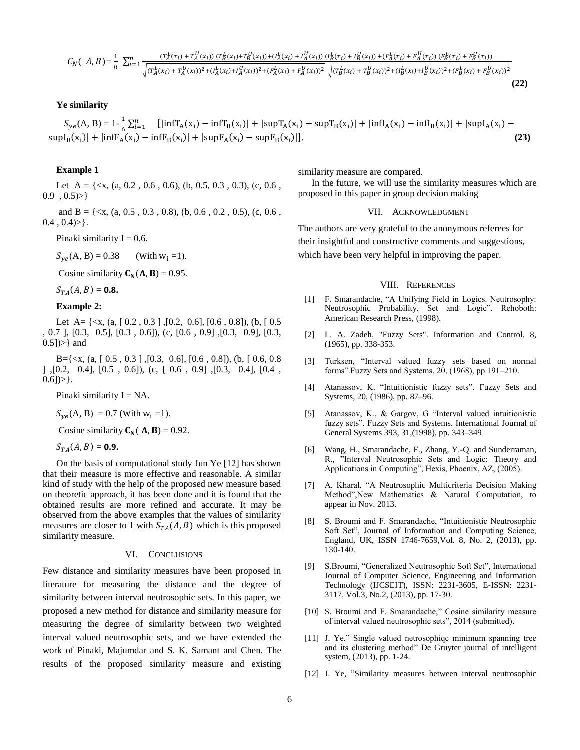$$C_N(A, B) = \frac{1}{n}\sum_{i=1}^{n} \frac{(T_A^L(x_i) + T_A^U(x_i))\,(T_B^L(x_i)+T_B^U(x_i)) + (I_A^L(x_i) + I_A^U(x_i))\,(I_B^L(x_i) + I_B^U(x_i)) + (F_A^L(x_i) + F_A^U(x_i))\,(F_B^L(x_i) + F_B^U(x_i))}{\sqrt{(T_A^L(x_i) + T_A^U(x_i))^2 + (I_A^L(x_i)+I_A^U(x_i))^2 + (F_A^L(x_i) + F_A^U(x_i))^2}\,\sqrt{(T_B^L(x_i) + T_B^U(x_i))^2 + (I_B^L(x_i)+I_B^U(x_i))^2 + (F_B^L(x_i) + F_B^U(x_i))^2}} \quad \textbf{(22)}$$

**Ye similarity**

$$S_{ye}(A, B) = 1 - \frac{1}{6}\sum_{i=1}^{n} \left[|\inf T_A(x_i) - \inf T_B(x_i)| + |\sup T_A(x_i) - \sup T_B(x_i)| + |\inf I_A(x_i) - \inf I_B(x_i)| + |\sup I_A(x_i) - \sup I_B(x_i)| + |\inf F_A(x_i) - \inf F_B(x_i)| + |\sup F_A(x_i) - \sup F_B(x_i)|\right]. \quad \textbf{(23)}$$

**Example 1**

Let A = {<x, (a, 0.2 , 0.6 , 0.6), (b, 0.5, 0.3 , 0.3), (c, 0.6 , 0.9 , 0.5)>}

and B = {<x, (a, 0.5 , 0.3 , 0.8), (b, 0.6 , 0.2 , 0.5), (c, 0.6 , 0.4 , 0.4)>}.

Pinaki similarity I = 0.6.

$S_{ye}(A, B) = 0.38$ (With $w_i = 1$).

Cosine similarity $\mathbf{C_N(A, B)} = 0.95$.

$S_{TA}(A, B) = \mathbf{0.8.}$

**Example 2:**

Let A= {<x, (a, [ 0.2 , 0.3 ] ,[0.2, 0.6], [0.6 , 0.8]), (b, [ 0.5 , 0.7 ], [0.3, 0.5], [0.3 , 0.6]), (c, [0.6 , 0.9] ,[0.3, 0.9], [0.3, 0.5])>} and

B={<x, (a, [ 0.5 , 0.3 ] ,[0.3, 0.6], [0.6 , 0.8]), (b, [ 0.6, 0.8 ] ,[0.2, 0.4], [0.5 , 0.6]), (c, [ 0.6 , 0.9] ,[0.3, 0.4], [0.4 , 0.6])>}.

Pinaki similarity I = NA.

$S_{ye}(A, B) = 0.7$ (With $w_i = 1$).

Cosine similarity $\mathbf{C_N(A, B)} = 0.92$.

$S_{TA}(A, B) = \mathbf{0.9.}$

On the basis of computational study Jun Ye [12] has shown that their measure is more effective and reasonable. A similar kind of study with the help of the proposed new measure based on theoretic approach, it has been done and it is found that the obtained results are more refined and accurate. It may be observed from the above examples that the values of similarity measures are closer to 1 with $S_{TA}(A, B)$ which is this proposed similarity measure.

## VI. Conclusions

Few distance and similarity measures have been proposed in literature for measuring the distance and the degree of similarity between interval neutrosophic sets. In this paper, we proposed a new method for distance and similarity measure for measuring the degree of similarity between two weighted interval valued neutrosophic sets, and we have extended the work of Pinaki, Majumdar and S. K. Samant and Chen. The results of the proposed similarity measure and existing similarity measure are compared.

In the future, we will use the similarity measures which are proposed in this paper in group decision making

## VII. Acknowledgment

The authors are very grateful to the anonymous referees for their insightful and constructive comments and suggestions, which have been very helpful in improving the paper.

## VIII. References

[1] F. Smarandache, "A Unifying Field in Logics. Neutrosophy: Neutrosophic Probability, Set and Logic". Rehoboth: American Research Press, (1998).

[2] L. A. Zadeh, "Fuzzy Sets". Information and Control, 8, (1965), pp. 338-353.

[3] Turksen, "Interval valued fuzzy sets based on normal forms".Fuzzy Sets and Systems, 20, (1968), pp.191–210.

[4] Atanassov, K. "Intuitionistic fuzzy sets". Fuzzy Sets and Systems, 20, (1986), pp. 87–96.

[5] Atanassov, K., & Gargov, G "Interval valued intuitionistic fuzzy sets". Fuzzy Sets and Systems. International Journal of General Systems 393, 31,(1998), pp. 343–349

[6] Wang, H., Smarandache, F., Zhang, Y.-Q. and Sunderraman, R., "Interval Neutrosophic Sets and Logic: Theory and Applications in Computing", Hexis, Phoenix, AZ, (2005).

[7] A. Kharal, "A Neutrosophic Multicriteria Decision Making Method",New Mathematics & Natural Computation, to appear in Nov. 2013.

[8] S. Broumi and F. Smarandache, "Intuitionistic Neutrosophic Soft Set", Journal of Information and Computing Science, England, UK, ISSN 1746-7659,Vol. 8, No. 2, (2013), pp. 130-140.

[9] S.Broumi, "Generalized Neutrosophic Soft Set", International Journal of Computer Science, Engineering and Information Technology (IJCSEIT), ISSN: 2231-3605, E-ISSN: 2231-3117, Vol.3, No.2, (2013), pp. 17-30.

[10] S. Broumi and F. Smarandache," Cosine similarity measure of interval valued neutrosophic sets", 2014 (submitted).

[11] J. Ye." Single valued netrosophiqc minimum spanning tree and its clustering method" De Gruyter journal of intelligent system, (2013), pp. 1-24.

[12] J. Ye, "Similarity measures between interval neutrosophic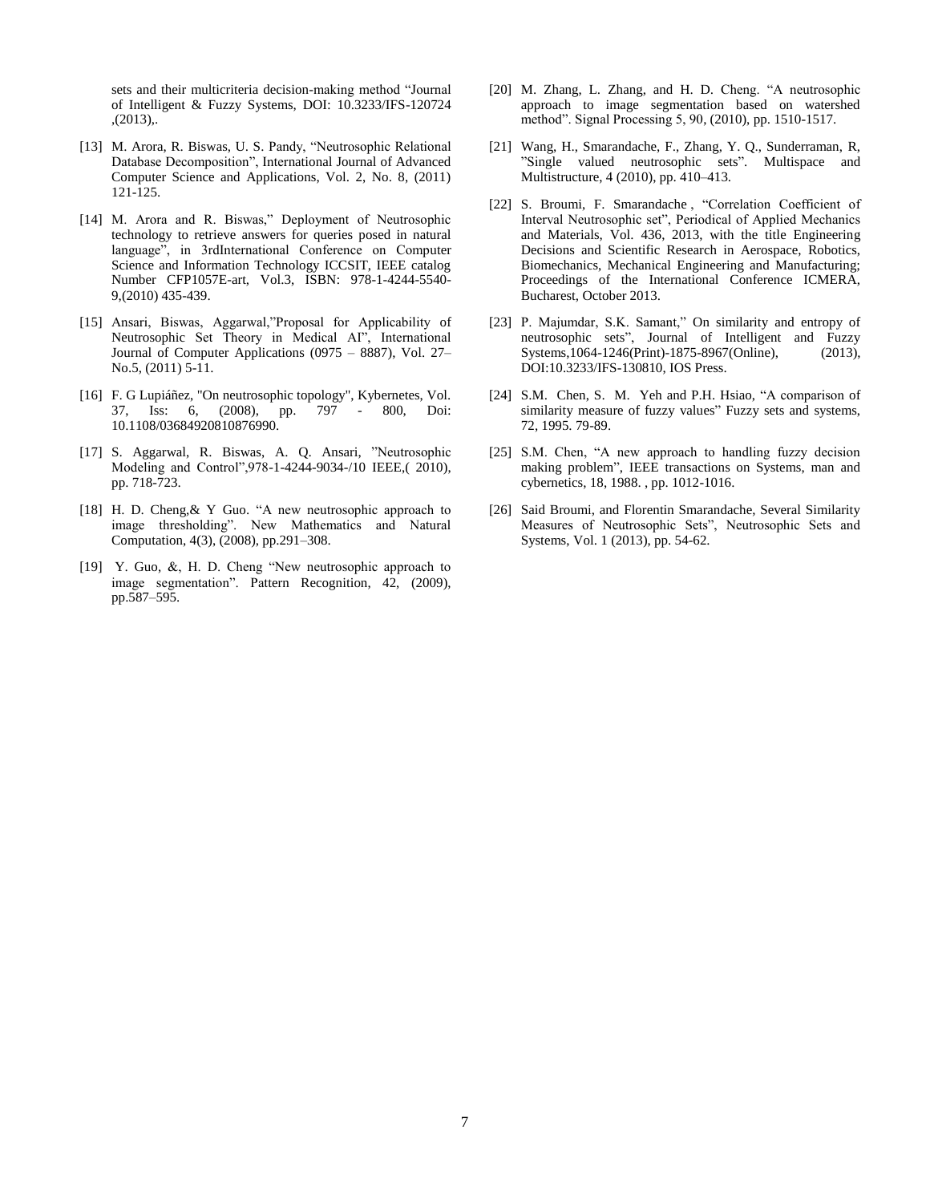sets and their multicriteria decision-making method "Journal of Intelligent & Fuzzy Systems, DOI: 10.3233/IFS-120724 ,(2013),.

[13] M. Arora, R. Biswas, U. S. Pandy, "Neutrosophic Relational Database Decomposition", International Journal of Advanced Computer Science and Applications, Vol. 2, No. 8, (2011) 121-125.

[14] M. Arora and R. Biswas," Deployment of Neutrosophic technology to retrieve answers for queries posed in natural language", in 3rdInternational Conference on Computer Science and Information Technology ICCSIT, IEEE catalog Number CFP1057E-art, Vol.3, ISBN: 978-1-4244-5540-9,(2010) 435-439.

[15] Ansari, Biswas, Aggarwal,"Proposal for Applicability of Neutrosophic Set Theory in Medical AI", International Journal of Computer Applications (0975 – 8887), Vol. 27– No.5, (2011) 5-11.

[16] F. G Lupiáñez, "On neutrosophic topology", Kybernetes, Vol. 37, Iss: 6, (2008), pp. 797 - 800, Doi: 10.1108/03684920810876990.

[17] S. Aggarwal, R. Biswas, A. Q. Ansari, "Neutrosophic Modeling and Control",978-1-4244-9034-/10 IEEE,( 2010), pp. 718-723.

[18] H. D. Cheng,& Y Guo. "A new neutrosophic approach to image thresholding". New Mathematics and Natural Computation, 4(3), (2008), pp.291–308.

[19] Y. Guo, &, H. D. Cheng "New neutrosophic approach to image segmentation". Pattern Recognition, 42, (2009), pp.587–595.

[20] M. Zhang, L. Zhang, and H. D. Cheng. "A neutrosophic approach to image segmentation based on watershed method". Signal Processing 5, 90, (2010), pp. 1510-1517.

[21] Wang, H., Smarandache, F., Zhang, Y. Q., Sunderraman, R, "Single valued neutrosophic sets". Multispace and Multistructure, 4 (2010), pp. 410–413.

[22] S. Broumi, F. Smarandache , "Correlation Coefficient of Interval Neutrosophic set", Periodical of Applied Mechanics and Materials, Vol. 436, 2013, with the title Engineering Decisions and Scientific Research in Aerospace, Robotics, Biomechanics, Mechanical Engineering and Manufacturing; Proceedings of the International Conference ICMERA, Bucharest, October 2013.

[23] P. Majumdar, S.K. Samant," On similarity and entropy of neutrosophic sets", Journal of Intelligent and Fuzzy Systems,1064-1246(Print)-1875-8967(Online), (2013), DOI:10.3233/IFS-130810, IOS Press.

[24] S.M. Chen, S. M. Yeh and P.H. Hsiao, "A comparison of similarity measure of fuzzy values" Fuzzy sets and systems, 72, 1995. 79-89.

[25] S.M. Chen, "A new approach to handling fuzzy decision making problem", IEEE transactions on Systems, man and cybernetics, 18, 1988. , pp. 1012-1016.

[26] Said Broumi, and Florentin Smarandache, Several Similarity Measures of Neutrosophic Sets", Neutrosophic Sets and Systems, Vol. 1 (2013), pp. 54-62.